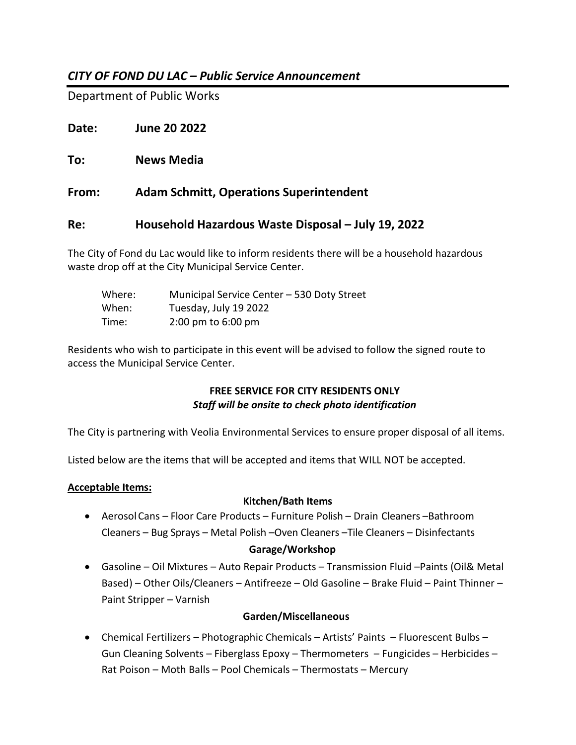## *CITY OF FOND DU LAC – Public Service Announcement*

Department of Public Works

**Date:** **June 20 2022**

**To:** **News Media**

**From:** **Adam Schmitt, Operations Superintendent**

**Re:** **Household Hazardous Waste Disposal – July 19, 2022**

The City of Fond du Lac would like to inform residents there will be a household hazardous waste drop off at the City Municipal Service Center.

| | |
|---|---|
| Where: | Municipal Service Center – 530 Doty Street |
| When: | Tuesday, July 19 2022 |
| Time: | 2:00 pm to 6:00 pm |

Residents who wish to participate in this event will be advised to follow the signed route to access the Municipal Service Center.

**FREE SERVICE FOR CITY RESIDENTS ONLY**
***Staff will be onsite to check photo identification***

The City is partnering with Veolia Environmental Services to ensure proper disposal of all items.

Listed below are the items that will be accepted and items that WILL NOT be accepted.

**Acceptable Items:**

**Kitchen/Bath Items**

- Aerosol Cans – Floor Care Products – Furniture Polish – Drain Cleaners –Bathroom Cleaners – Bug Sprays – Metal Polish –Oven Cleaners –Tile Cleaners – Disinfectants

**Garage/Workshop**

- Gasoline – Oil Mixtures – Auto Repair Products – Transmission Fluid –Paints (Oil& Metal Based) – Other Oils/Cleaners – Antifreeze – Old Gasoline – Brake Fluid – Paint Thinner – Paint Stripper – Varnish

**Garden/Miscellaneous**

- Chemical Fertilizers – Photographic Chemicals – Artists' Paints – Fluorescent Bulbs – Gun Cleaning Solvents – Fiberglass Epoxy – Thermometers – Fungicides – Herbicides – Rat Poison – Moth Balls – Pool Chemicals – Thermostats – Mercury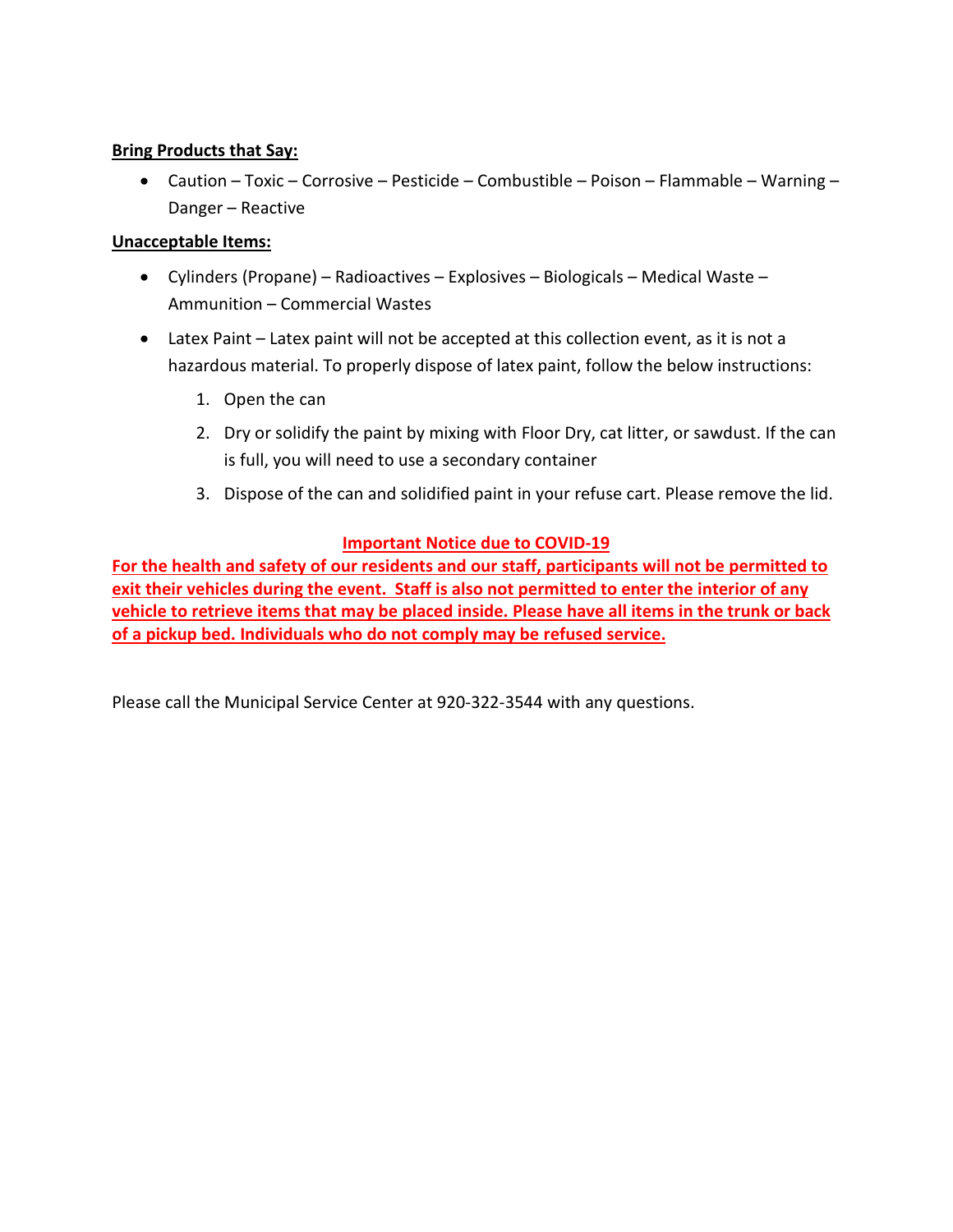**Bring Products that Say:**

- Caution – Toxic – Corrosive – Pesticide – Combustible – Poison – Flammable – Warning – Danger – Reactive

**Unacceptable Items:**

- Cylinders (Propane) – Radioactives – Explosives – Biologicals – Medical Waste – Ammunition – Commercial Wastes
- Latex Paint – Latex paint will not be accepted at this collection event, as it is not a hazardous material. To properly dispose of latex paint, follow the below instructions:
    1. Open the can
    2. Dry or solidify the paint by mixing with Floor Dry, cat litter, or sawdust. If the can is full, you will need to use a secondary container
    3. Dispose of the can and solidified paint in your refuse cart. Please remove the lid.

**Important Notice due to COVID-19**

**For the health and safety of our residents and our staff, participants will not be permitted to exit their vehicles during the event. Staff is also not permitted to enter the interior of any vehicle to retrieve items that may be placed inside. Please have all items in the trunk or back of a pickup bed. Individuals who do not comply may be refused service.**

Please call the Municipal Service Center at 920-322-3544 with any questions.